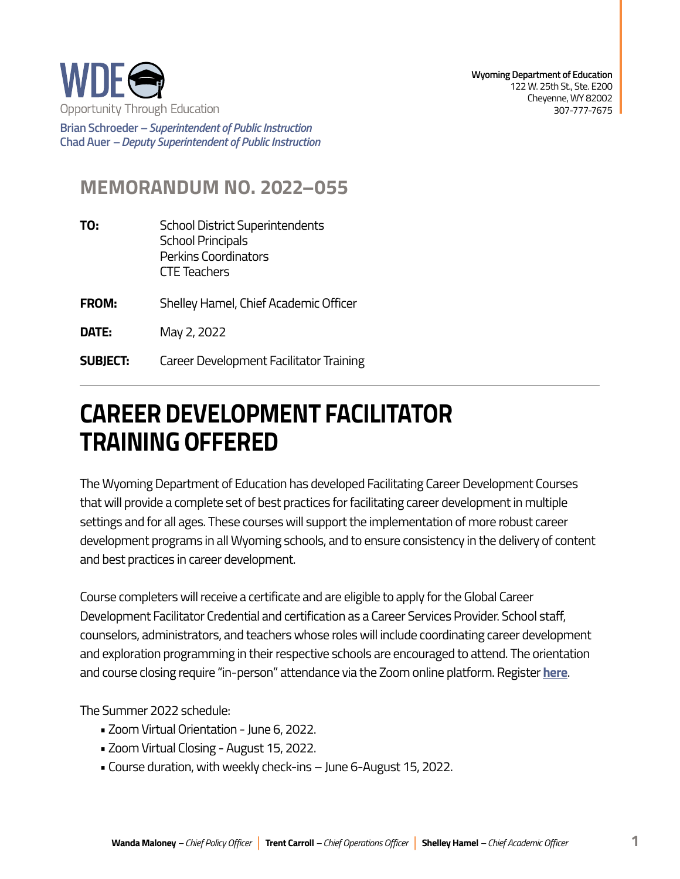WDE
Opportunity Through Education

**Brian Schroeder** – *Superintendent of Public Instruction*
**Chad Auer** – *Deputy Superintendent of Public Instruction*

**Wyoming Department of Education**
122 W. 25th St., Ste. E200
Cheyenne, WY 82002
307-777-7675

## MEMORANDUM NO. 2022–055

**TO:** School District Superintendents
School Principals
Perkins Coordinators
CTE Teachers

**FROM:** Shelley Hamel, Chief Academic Officer

**DATE:** May 2, 2022

**SUBJECT:** Career Development Facilitator Training

---

# CAREER DEVELOPMENT FACILITATOR TRAINING OFFERED

The Wyoming Department of Education has developed Facilitating Career Development Courses that will provide a complete set of best practices for facilitating career development in multiple settings and for all ages. These courses will support the implementation of more robust career development programs in all Wyoming schools, and to ensure consistency in the delivery of content and best practices in career development.

Course completers will receive a certificate and are eligible to apply for the Global Career Development Facilitator Credential and certification as a Career Services Provider. School staff, counselors, administrators, and teachers whose roles will include coordinating career development and exploration programming in their respective schools are encouraged to attend. The orientation and course closing require "in-person" attendance via the Zoom online platform. Register **here**.

The Summer 2022 schedule:

- Zoom Virtual Orientation - June 6, 2022.
- Zoom Virtual Closing - August 15, 2022.
- Course duration, with weekly check-ins – June 6-August 15, 2022.

**Wanda Maloney** – *Chief Policy Officer* | **Trent Carroll** – *Chief Operations Officer* | **Shelley Hamel** – *Chief Academic Officer*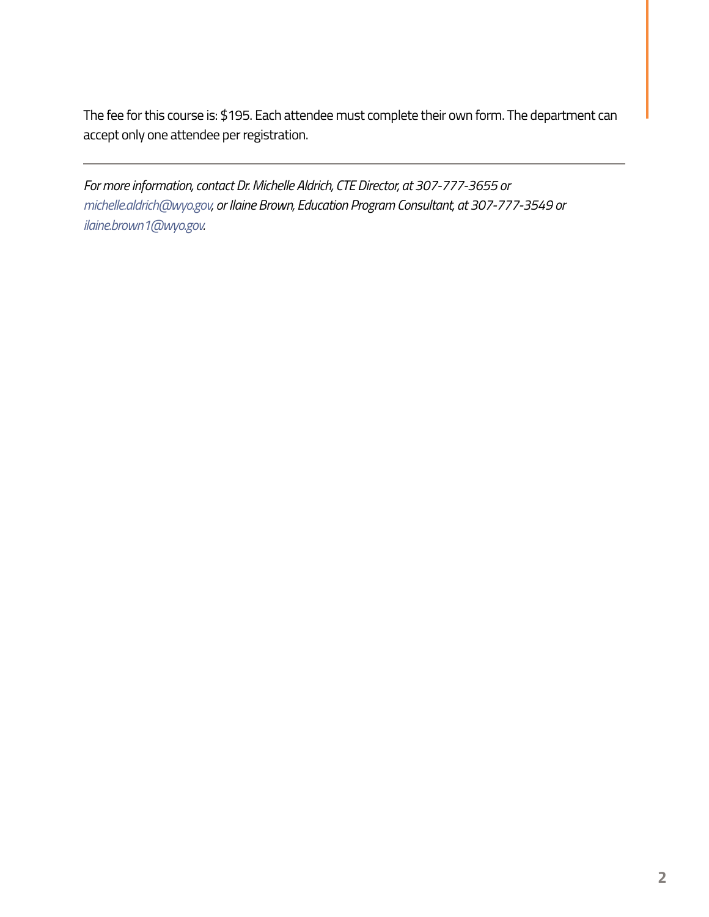The fee for this course is: $195. Each attendee must complete their own form. The department can accept only one attendee per registration.

---

*For more information, contact Dr. Michelle Aldrich, CTE Director, at 307-777-3655 or michelle.aldrich@wyo.gov, or Ilaine Brown, Education Program Consultant, at 307-777-3549 or ilaine.brown1@wyo.gov.*